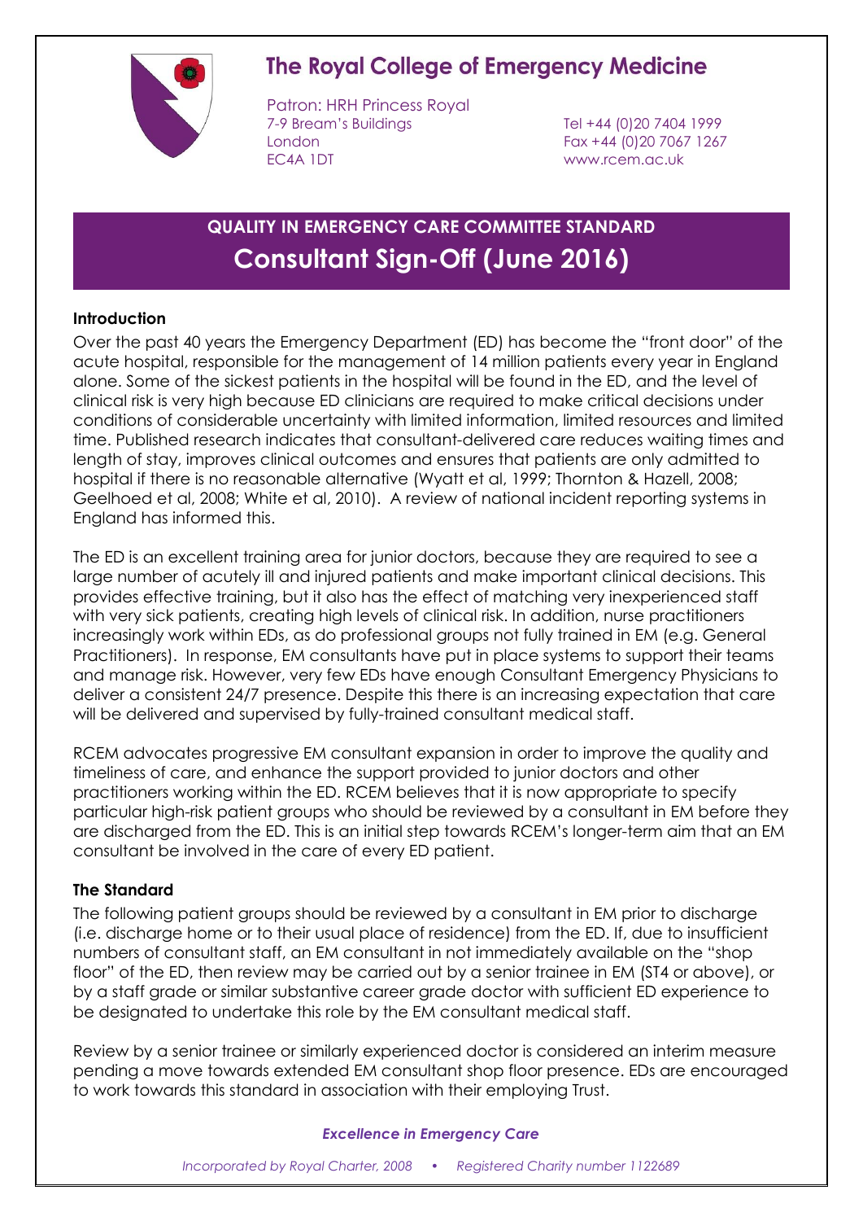# The Royal College of Emergency Medicine

Patron: HRH Princess Royal
7-9 Bream's Buildings
London
EC4A 1DT

Tel +44 (0)20 7404 1999
Fax +44 (0)20 7067 1267
www.rcem.ac.uk

## QUALITY IN EMERGENCY CARE COMMITTEE STANDARD
## Consultant Sign-Off (June 2016)

### Introduction

Over the past 40 years the Emergency Department (ED) has become the "front door" of the acute hospital, responsible for the management of 14 million patients every year in England alone. Some of the sickest patients in the hospital will be found in the ED, and the level of clinical risk is very high because ED clinicians are required to make critical decisions under conditions of considerable uncertainty with limited information, limited resources and limited time. Published research indicates that consultant-delivered care reduces waiting times and length of stay, improves clinical outcomes and ensures that patients are only admitted to hospital if there is no reasonable alternative (Wyatt et al, 1999; Thornton & Hazell, 2008; Geelhoed et al, 2008; White et al, 2010). A review of national incident reporting systems in England has informed this.

The ED is an excellent training area for junior doctors, because they are required to see a large number of acutely ill and injured patients and make important clinical decisions. This provides effective training, but it also has the effect of matching very inexperienced staff with very sick patients, creating high levels of clinical risk. In addition, nurse practitioners increasingly work within EDs, as do professional groups not fully trained in EM (e.g. General Practitioners). In response, EM consultants have put in place systems to support their teams and manage risk. However, very few EDs have enough Consultant Emergency Physicians to deliver a consistent 24/7 presence. Despite this there is an increasing expectation that care will be delivered and supervised by fully-trained consultant medical staff.

RCEM advocates progressive EM consultant expansion in order to improve the quality and timeliness of care, and enhance the support provided to junior doctors and other practitioners working within the ED. RCEM believes that it is now appropriate to specify particular high-risk patient groups who should be reviewed by a consultant in EM before they are discharged from the ED. This is an initial step towards RCEM's longer-term aim that an EM consultant be involved in the care of every ED patient.

### The Standard

The following patient groups should be reviewed by a consultant in EM prior to discharge (i.e. discharge home or to their usual place of residence) from the ED. If, due to insufficient numbers of consultant staff, an EM consultant in not immediately available on the "shop floor" of the ED, then review may be carried out by a senior trainee in EM (ST4 or above), or by a staff grade or similar substantive career grade doctor with sufficient ED experience to be designated to undertake this role by the EM consultant medical staff.

Review by a senior trainee or similarly experienced doctor is considered an interim measure pending a move towards extended EM consultant shop floor presence. EDs are encouraged to work towards this standard in association with their employing Trust.

*Excellence in Emergency Care*

*Incorporated by Royal Charter, 2008 • Registered Charity number 1122689*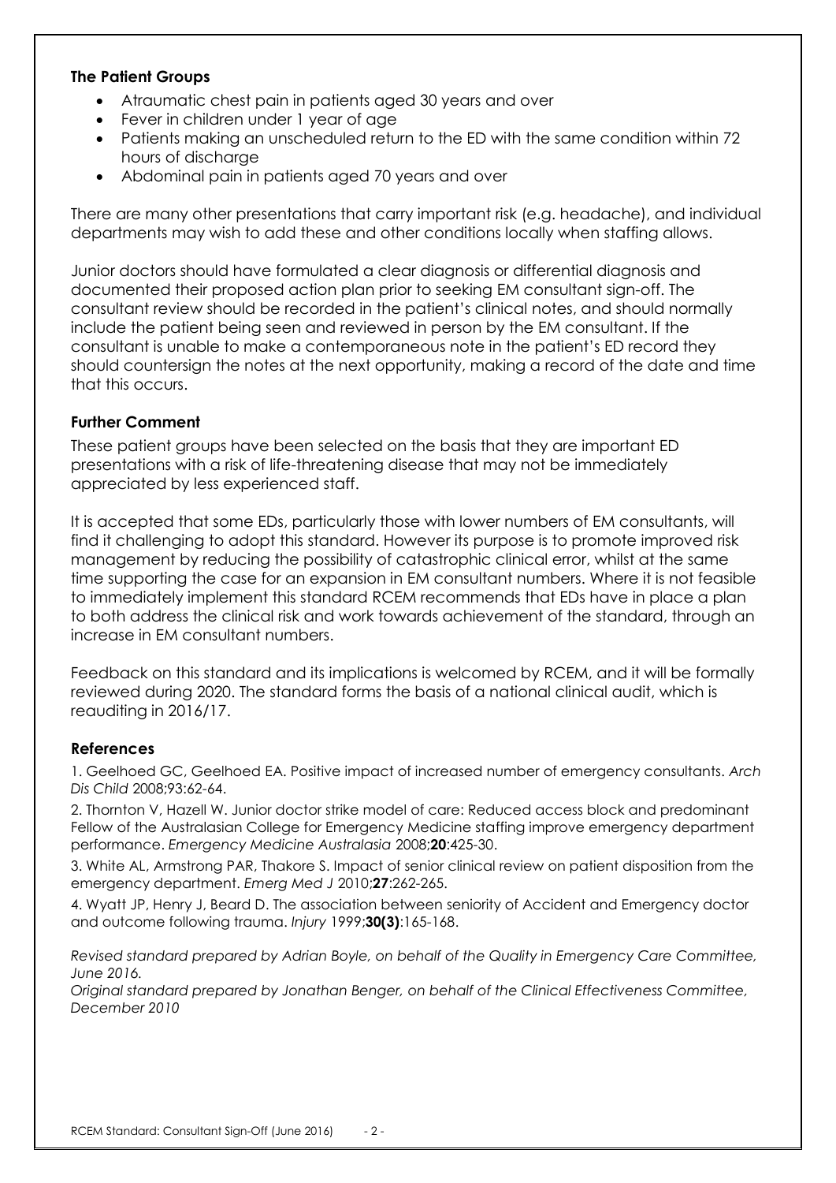### The Patient Groups

- Atraumatic chest pain in patients aged 30 years and over
- Fever in children under 1 year of age
- Patients making an unscheduled return to the ED with the same condition within 72 hours of discharge
- Abdominal pain in patients aged 70 years and over

There are many other presentations that carry important risk (e.g. headache), and individual departments may wish to add these and other conditions locally when staffing allows.

Junior doctors should have formulated a clear diagnosis or differential diagnosis and documented their proposed action plan prior to seeking EM consultant sign-off. The consultant review should be recorded in the patient's clinical notes, and should normally include the patient being seen and reviewed in person by the EM consultant. If the consultant is unable to make a contemporaneous note in the patient's ED record they should countersign the notes at the next opportunity, making a record of the date and time that this occurs.

### Further Comment

These patient groups have been selected on the basis that they are important ED presentations with a risk of life-threatening disease that may not be immediately appreciated by less experienced staff.

It is accepted that some EDs, particularly those with lower numbers of EM consultants, will find it challenging to adopt this standard. However its purpose is to promote improved risk management by reducing the possibility of catastrophic clinical error, whilst at the same time supporting the case for an expansion in EM consultant numbers. Where it is not feasible to immediately implement this standard RCEM recommends that EDs have in place a plan to both address the clinical risk and work towards achievement of the standard, through an increase in EM consultant numbers.

Feedback on this standard and its implications is welcomed by RCEM, and it will be formally reviewed during 2020. The standard forms the basis of a national clinical audit, which is reauditing in 2016/17.

### References

1. Geelhoed GC, Geelhoed EA. Positive impact of increased number of emergency consultants. *Arch Dis Child* 2008;93:62-64.
2. Thornton V, Hazell W. Junior doctor strike model of care: Reduced access block and predominant Fellow of the Australasian College for Emergency Medicine staffing improve emergency department performance. *Emergency Medicine Australasia* 2008;**20**:425-30.
3. White AL, Armstrong PAR, Thakore S. Impact of senior clinical review on patient disposition from the emergency department. *Emerg Med J* 2010;**27**:262-265.
4. Wyatt JP, Henry J, Beard D. The association between seniority of Accident and Emergency doctor and outcome following trauma. *Injury* 1999;**30(3)**:165-168.

*Revised standard prepared by Adrian Boyle, on behalf of the Quality in Emergency Care Committee, June 2016.*

*Original standard prepared by Jonathan Benger, on behalf of the Clinical Effectiveness Committee, December 2010*